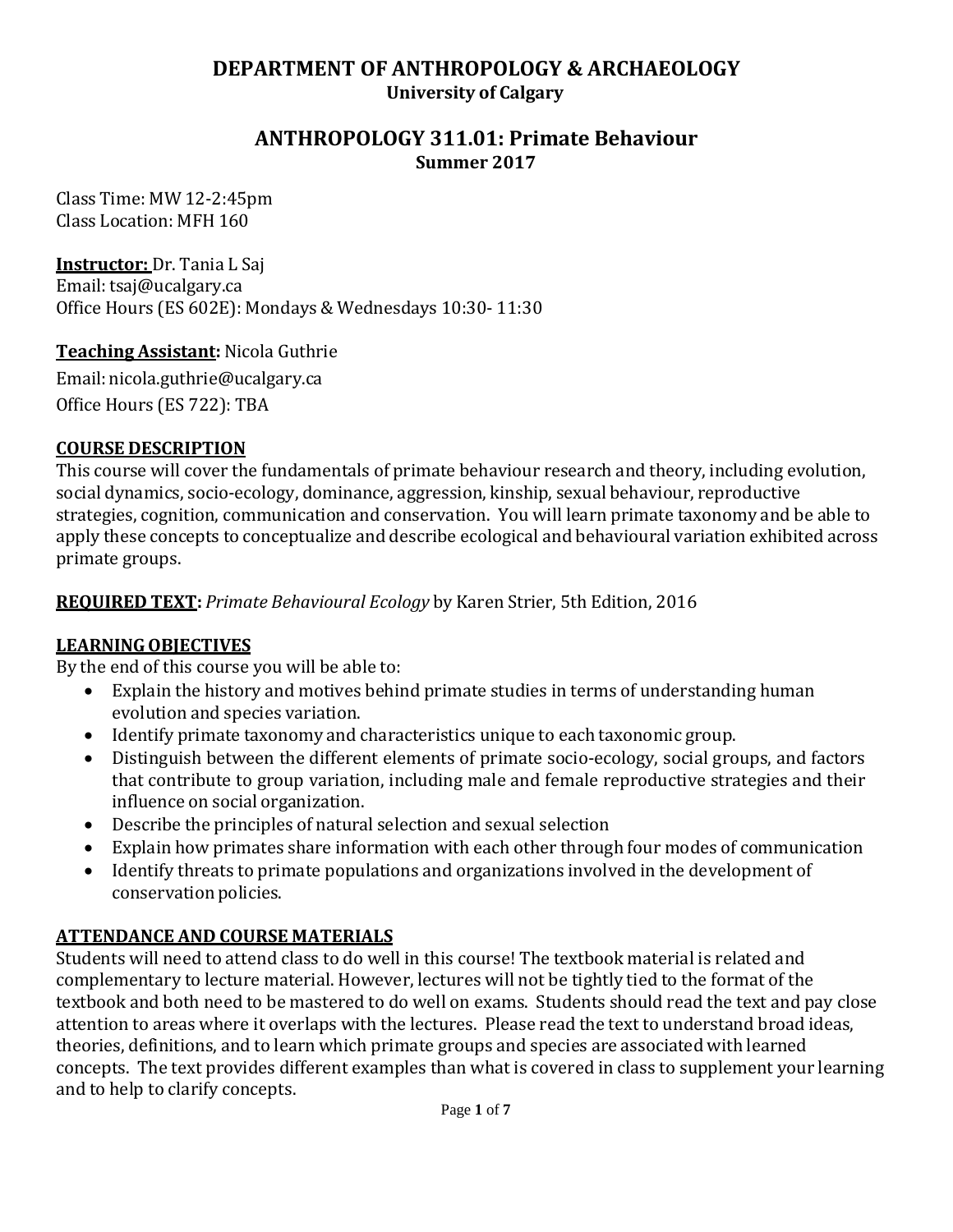# DEPARTMENT OF ANTHROPOLOGY & ARCHAEOLOGY

**University of Calgary**

## ANTHROPOLOGY 311.01: Primate Behaviour

**Summer 2017**

Class Time: MW 12-2:45pm
Class Location: MFH 160

**Instructor:** Dr. Tania L Saj
Email: tsaj@ucalgary.ca
Office Hours (ES 602E): Mondays & Wednesdays 10:30- 11:30

**Teaching Assistant:** Nicola Guthrie
Email: nicola.guthrie@ucalgary.ca
Office Hours (ES 722): TBA

### COURSE DESCRIPTION

This course will cover the fundamentals of primate behaviour research and theory, including evolution, social dynamics, socio-ecology, dominance, aggression, kinship, sexual behaviour, reproductive strategies, cognition, communication and conservation. You will learn primate taxonomy and be able to apply these concepts to conceptualize and describe ecological and behavioural variation exhibited across primate groups.

**REQUIRED TEXT:** *Primate Behavioural Ecology* by Karen Strier, 5th Edition, 2016

### LEARNING OBJECTIVES

By the end of this course you will be able to:

- Explain the history and motives behind primate studies in terms of understanding human evolution and species variation.
- Identify primate taxonomy and characteristics unique to each taxonomic group.
- Distinguish between the different elements of primate socio-ecology, social groups, and factors that contribute to group variation, including male and female reproductive strategies and their influence on social organization.
- Describe the principles of natural selection and sexual selection
- Explain how primates share information with each other through four modes of communication
- Identify threats to primate populations and organizations involved in the development of conservation policies.

### ATTENDANCE AND COURSE MATERIALS

Students will need to attend class to do well in this course! The textbook material is related and complementary to lecture material. However, lectures will not be tightly tied to the format of the textbook and both need to be mastered to do well on exams. Students should read the text and pay close attention to areas where it overlaps with the lectures. Please read the text to understand broad ideas, theories, definitions, and to learn which primate groups and species are associated with learned concepts. The text provides different examples than what is covered in class to supplement your learning and to help to clarify concepts.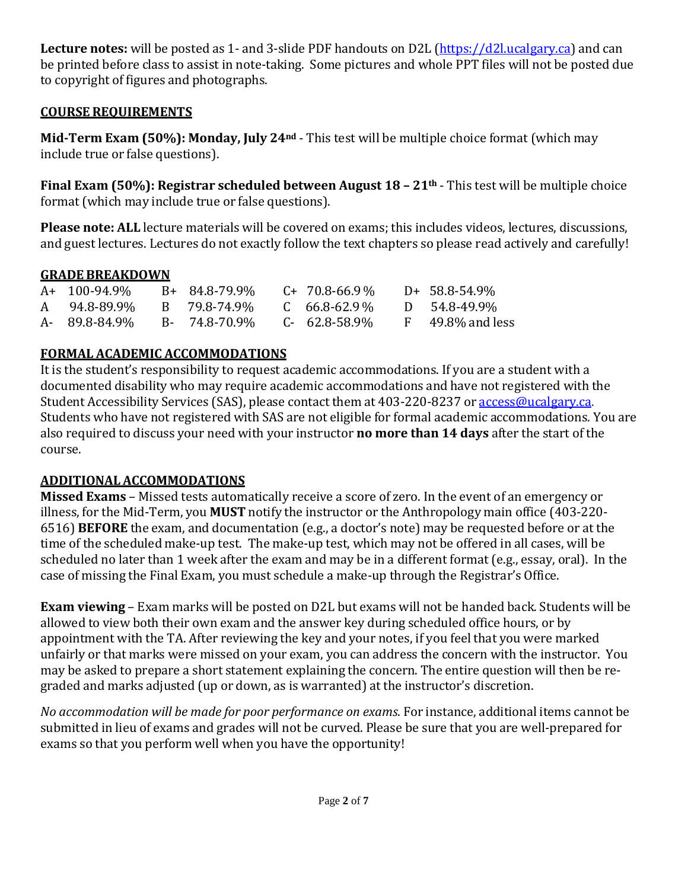**Lecture notes:** will be posted as 1- and 3-slide PDF handouts on D2L (https://d2l.ucalgary.ca) and can be printed before class to assist in note-taking. Some pictures and whole PPT files will not be posted due to copyright of figures and photographs.

## COURSE REQUIREMENTS

**Mid-Term Exam (50%): Monday, July 24nd** - This test will be multiple choice format (which may include true or false questions).

**Final Exam (50%): Registrar scheduled between August 18 – 21th** - This test will be multiple choice format (which may include true or false questions).

**Please note: ALL** lecture materials will be covered on exams; this includes videos, lectures, discussions, and guest lectures. Lectures do not exactly follow the text chapters so please read actively and carefully!

## GRADE BREAKDOWN

| | | | | | | | |
|---|---|---|---|---|---|---|---|
| A+ | 100-94.9% | B+ | 84.8-79.9% | C+ | 70.8-66.9 % | D+ | 58.8-54.9% |
| A | 94.8-89.9% | B | 79.8-74.9% | C | 66.8-62.9 % | D | 54.8-49.9% |
| A- | 89.8-84.9% | B- | 74.8-70.9% | C- | 62.8-58.9% | F | 49.8% and less |

## FORMAL ACADEMIC ACCOMMODATIONS

It is the student's responsibility to request academic accommodations. If you are a student with a documented disability who may require academic accommodations and have not registered with the Student Accessibility Services (SAS), please contact them at 403-220-8237 or access@ucalgary.ca. Students who have not registered with SAS are not eligible for formal academic accommodations. You are also required to discuss your need with your instructor **no more than 14 days** after the start of the course.

## ADDITIONAL ACCOMMODATIONS

**Missed Exams** – Missed tests automatically receive a score of zero. In the event of an emergency or illness, for the Mid-Term, you **MUST** notify the instructor or the Anthropology main office (403-220-6516) **BEFORE** the exam, and documentation (e.g., a doctor's note) may be requested before or at the time of the scheduled make-up test. The make-up test, which may not be offered in all cases, will be scheduled no later than 1 week after the exam and may be in a different format (e.g., essay, oral). In the case of missing the Final Exam, you must schedule a make-up through the Registrar's Office.

**Exam viewing** – Exam marks will be posted on D2L but exams will not be handed back. Students will be allowed to view both their own exam and the answer key during scheduled office hours, or by appointment with the TA. After reviewing the key and your notes, if you feel that you were marked unfairly or that marks were missed on your exam, you can address the concern with the instructor. You may be asked to prepare a short statement explaining the concern. The entire question will then be re-graded and marks adjusted (up or down, as is warranted) at the instructor's discretion.

*No accommodation will be made for poor performance on exams.* For instance, additional items cannot be submitted in lieu of exams and grades will not be curved. Please be sure that you are well-prepared for exams so that you perform well when you have the opportunity!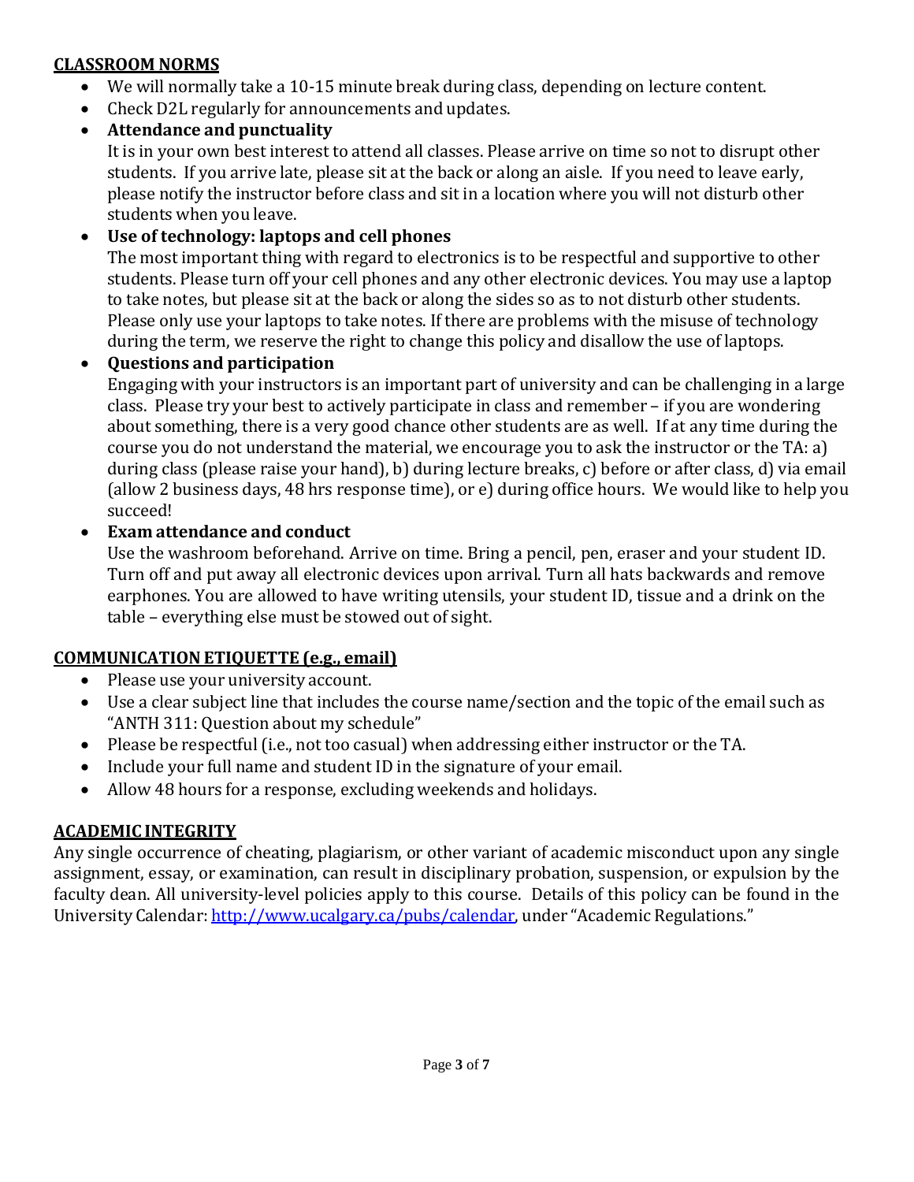## CLASSROOM NORMS

- We will normally take a 10-15 minute break during class, depending on lecture content.
- Check D2L regularly for announcements and updates.
- **Attendance and punctuality**
  It is in your own best interest to attend all classes. Please arrive on time so not to disrupt other students. If you arrive late, please sit at the back or along an aisle. If you need to leave early, please notify the instructor before class and sit in a location where you will not disturb other students when you leave.
- **Use of technology: laptops and cell phones**
  The most important thing with regard to electronics is to be respectful and supportive to other students. Please turn off your cell phones and any other electronic devices. You may use a laptop to take notes, but please sit at the back or along the sides so as to not disturb other students. Please only use your laptops to take notes. If there are problems with the misuse of technology during the term, we reserve the right to change this policy and disallow the use of laptops.
- **Questions and participation**
  Engaging with your instructors is an important part of university and can be challenging in a large class. Please try your best to actively participate in class and remember – if you are wondering about something, there is a very good chance other students are as well. If at any time during the course you do not understand the material, we encourage you to ask the instructor or the TA: a) during class (please raise your hand), b) during lecture breaks, c) before or after class, d) via email (allow 2 business days, 48 hrs response time), or e) during office hours. We would like to help you succeed!
- **Exam attendance and conduct**
  Use the washroom beforehand. Arrive on time. Bring a pencil, pen, eraser and your student ID. Turn off and put away all electronic devices upon arrival. Turn all hats backwards and remove earphones. You are allowed to have writing utensils, your student ID, tissue and a drink on the table – everything else must be stowed out of sight.

## COMMUNICATION ETIQUETTE (e.g., email)

- Please use your university account.
- Use a clear subject line that includes the course name/section and the topic of the email such as "ANTH 311: Question about my schedule"
- Please be respectful (i.e., not too casual) when addressing either instructor or the TA.
- Include your full name and student ID in the signature of your email.
- Allow 48 hours for a response, excluding weekends and holidays.

## ACADEMIC INTEGRITY

Any single occurrence of cheating, plagiarism, or other variant of academic misconduct upon any single assignment, essay, or examination, can result in disciplinary probation, suspension, or expulsion by the faculty dean. All university-level policies apply to this course. Details of this policy can be found in the University Calendar: [http://www.ucalgary.ca/pubs/calendar](http://www.ucalgary.ca/pubs/calendar), under "Academic Regulations."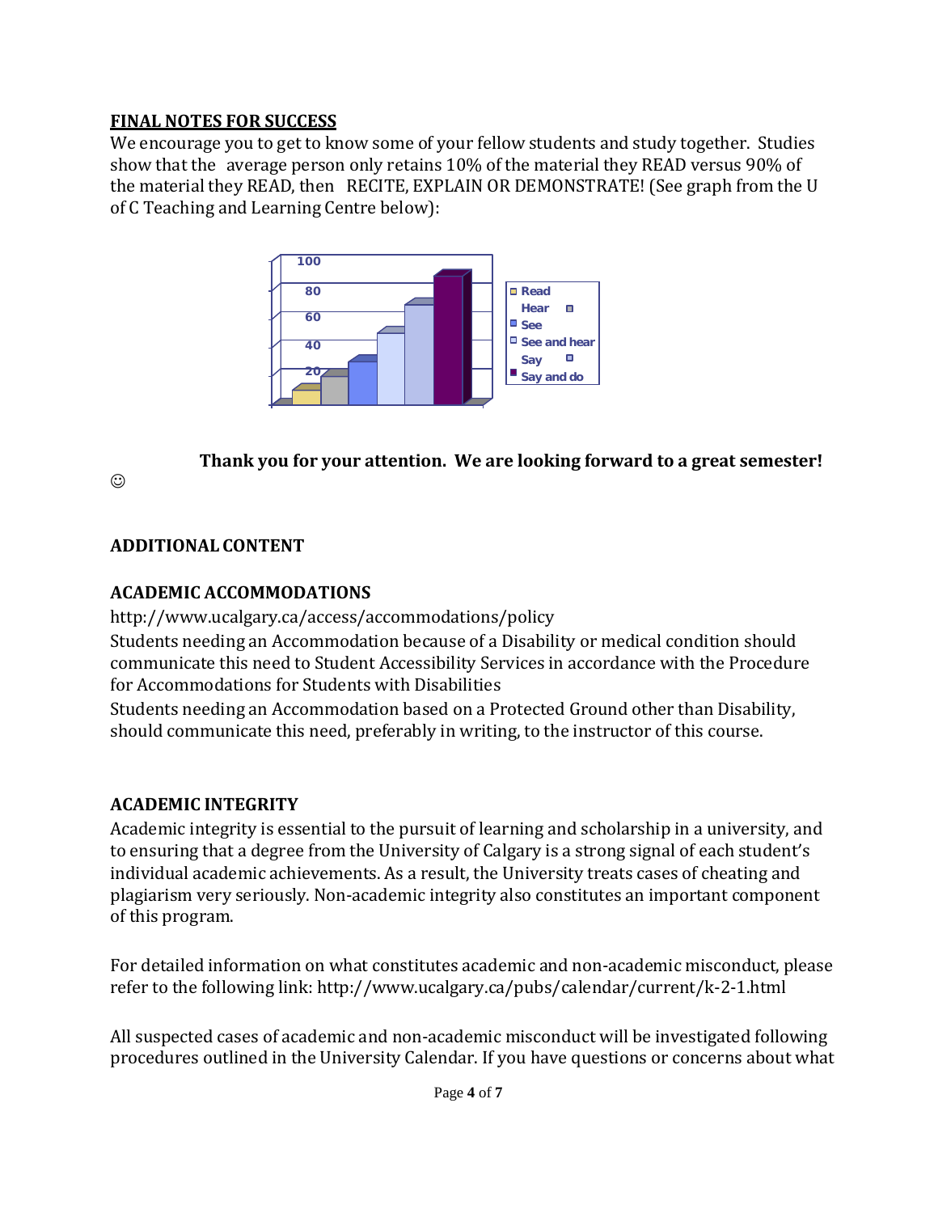**FINAL NOTES FOR SUCCESS**

We encourage you to get to know some of your fellow students and study together. Studies show that the average person only retains 10% of the material they READ versus 90% of the material they READ, then RECITE, EXPLAIN OR DEMONSTRATE! (See graph from the U of C Teaching and Learning Centre below):

100
80
60
40
20

Read
Hear
See
See and hear
Say
Say and do

**Thank you for your attention. We are looking forward to a great semester!** ☺

## ADDITIONAL CONTENT

### ACADEMIC ACCOMMODATIONS

http://www.ucalgary.ca/access/accommodations/policy

Students needing an Accommodation because of a Disability or medical condition should communicate this need to Student Accessibility Services in accordance with the Procedure for Accommodations for Students with Disabilities

Students needing an Accommodation based on a Protected Ground other than Disability, should communicate this need, preferably in writing, to the instructor of this course.

### ACADEMIC INTEGRITY

Academic integrity is essential to the pursuit of learning and scholarship in a university, and to ensuring that a degree from the University of Calgary is a strong signal of each student's individual academic achievements. As a result, the University treats cases of cheating and plagiarism very seriously. Non-academic integrity also constitutes an important component of this program.

For detailed information on what constitutes academic and non-academic misconduct, please refer to the following link: http://www.ucalgary.ca/pubs/calendar/current/k-2-1.html

All suspected cases of academic and non-academic misconduct will be investigated following procedures outlined in the University Calendar. If you have questions or concerns about what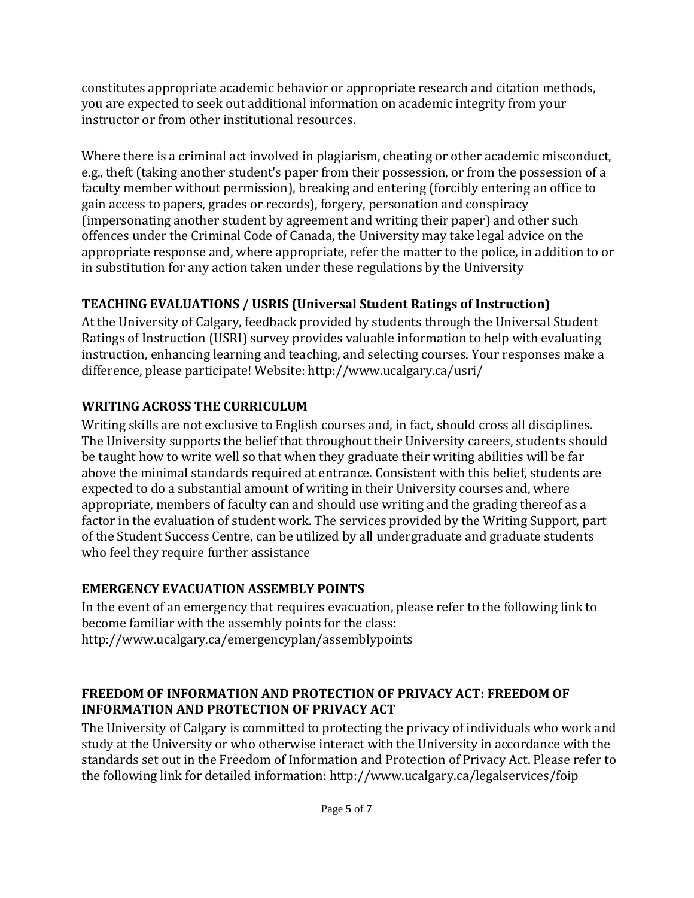constitutes appropriate academic behavior or appropriate research and citation methods, you are expected to seek out additional information on academic integrity from your instructor or from other institutional resources.

Where there is a criminal act involved in plagiarism, cheating or other academic misconduct, e.g., theft (taking another student's paper from their possession, or from the possession of a faculty member without permission), breaking and entering (forcibly entering an office to gain access to papers, grades or records), forgery, personation and conspiracy (impersonating another student by agreement and writing their paper) and other such offences under the Criminal Code of Canada, the University may take legal advice on the appropriate response and, where appropriate, refer the matter to the police, in addition to or in substitution for any action taken under these regulations by the University

## TEACHING EVALUATIONS / USRIS (Universal Student Ratings of Instruction)

At the University of Calgary, feedback provided by students through the Universal Student Ratings of Instruction (USRI) survey provides valuable information to help with evaluating instruction, enhancing learning and teaching, and selecting courses. Your responses make a difference, please participate! Website: http://www.ucalgary.ca/usri/

## WRITING ACROSS THE CURRICULUM

Writing skills are not exclusive to English courses and, in fact, should cross all disciplines. The University supports the belief that throughout their University careers, students should be taught how to write well so that when they graduate their writing abilities will be far above the minimal standards required at entrance. Consistent with this belief, students are expected to do a substantial amount of writing in their University courses and, where appropriate, members of faculty can and should use writing and the grading thereof as a factor in the evaluation of student work. The services provided by the Writing Support, part of the Student Success Centre, can be utilized by all undergraduate and graduate students who feel they require further assistance

## EMERGENCY EVACUATION ASSEMBLY POINTS

In the event of an emergency that requires evacuation, please refer to the following link to become familiar with the assembly points for the class:
http://www.ucalgary.ca/emergencyplan/assemblypoints

## FREEDOM OF INFORMATION AND PROTECTION OF PRIVACY ACT: FREEDOM OF INFORMATION AND PROTECTION OF PRIVACY ACT

The University of Calgary is committed to protecting the privacy of individuals who work and study at the University or who otherwise interact with the University in accordance with the standards set out in the Freedom of Information and Protection of Privacy Act. Please refer to the following link for detailed information: http://www.ucalgary.ca/legalservices/foip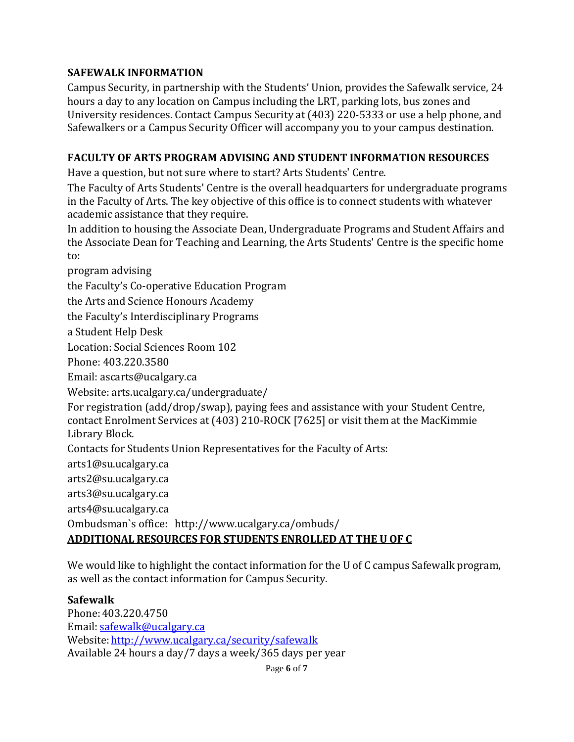**SAFEWALK INFORMATION**

Campus Security, in partnership with the Students' Union, provides the Safewalk service, 24 hours a day to any location on Campus including the LRT, parking lots, bus zones and University residences. Contact Campus Security at (403) 220-5333 or use a help phone, and Safewalkers or a Campus Security Officer will accompany you to your campus destination.

**FACULTY OF ARTS PROGRAM ADVISING AND STUDENT INFORMATION RESOURCES**

Have a question, but not sure where to start? Arts Students' Centre.

The Faculty of Arts Students' Centre is the overall headquarters for undergraduate programs in the Faculty of Arts. The key objective of this office is to connect students with whatever academic assistance that they require.

In addition to housing the Associate Dean, Undergraduate Programs and Student Affairs and the Associate Dean for Teaching and Learning, the Arts Students' Centre is the specific home to:

program advising

the Faculty's Co-operative Education Program

the Arts and Science Honours Academy

the Faculty's Interdisciplinary Programs

a Student Help Desk

Location: Social Sciences Room 102

Phone: 403.220.3580

Email: ascarts@ucalgary.ca

Website: arts.ucalgary.ca/undergraduate/

For registration (add/drop/swap), paying fees and assistance with your Student Centre, contact Enrolment Services at (403) 210-ROCK [7625] or visit them at the MacKimmie Library Block.

Contacts for Students Union Representatives for the Faculty of Arts:

arts1@su.ucalgary.ca

arts2@su.ucalgary.ca

arts3@su.ucalgary.ca

arts4@su.ucalgary.ca

Ombudsman`s office: http://www.ucalgary.ca/ombuds/

**ADDITIONAL RESOURCES FOR STUDENTS ENROLLED AT THE U OF C**

We would like to highlight the contact information for the U of C campus Safewalk program, as well as the contact information for Campus Security.

**Safewalk**

Phone: 403.220.4750
Email: safewalk@ucalgary.ca
Website: http://www.ucalgary.ca/security/safewalk
Available 24 hours a day/7 days a week/365 days per year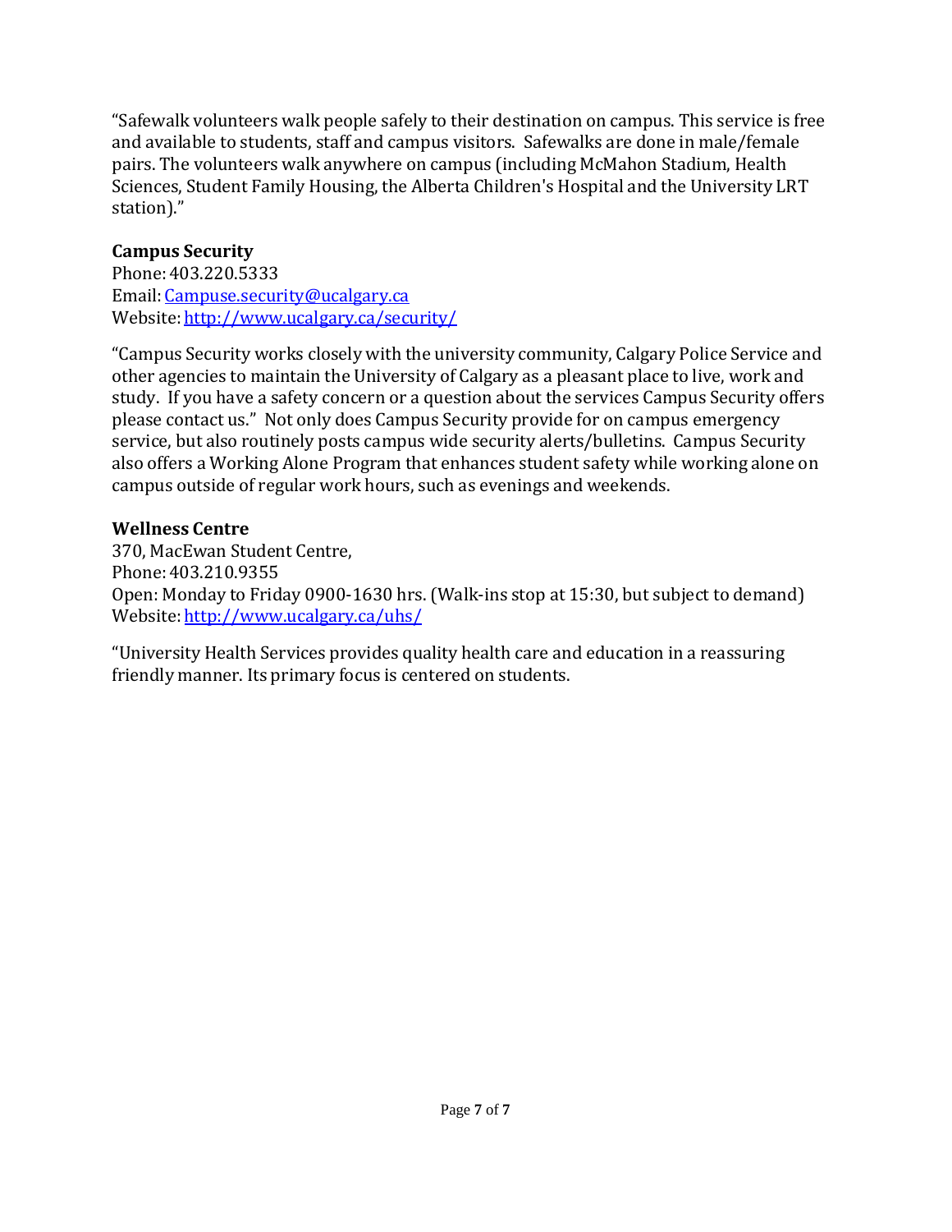"Safewalk volunteers walk people safely to their destination on campus. This service is free and available to students, staff and campus visitors. Safewalks are done in male/female pairs. The volunteers walk anywhere on campus (including McMahon Stadium, Health Sciences, Student Family Housing, the Alberta Children's Hospital and the University LRT station)."

**Campus Security**
Phone: 403.220.5333
Email: [Campuse.security@ucalgary.ca](mailto:Campuse.security@ucalgary.ca)
Website: [http://www.ucalgary.ca/security/](http://www.ucalgary.ca/security/)

"Campus Security works closely with the university community, Calgary Police Service and other agencies to maintain the University of Calgary as a pleasant place to live, work and study. If you have a safety concern or a question about the services Campus Security offers please contact us." Not only does Campus Security provide for on campus emergency service, but also routinely posts campus wide security alerts/bulletins. Campus Security also offers a Working Alone Program that enhances student safety while working alone on campus outside of regular work hours, such as evenings and weekends.

**Wellness Centre**
370, MacEwan Student Centre,
Phone: 403.210.9355
Open: Monday to Friday 0900-1630 hrs. (Walk-ins stop at 15:30, but subject to demand)
Website: [http://www.ucalgary.ca/uhs/](http://www.ucalgary.ca/uhs/)

"University Health Services provides quality health care and education in a reassuring friendly manner. Its primary focus is centered on students.